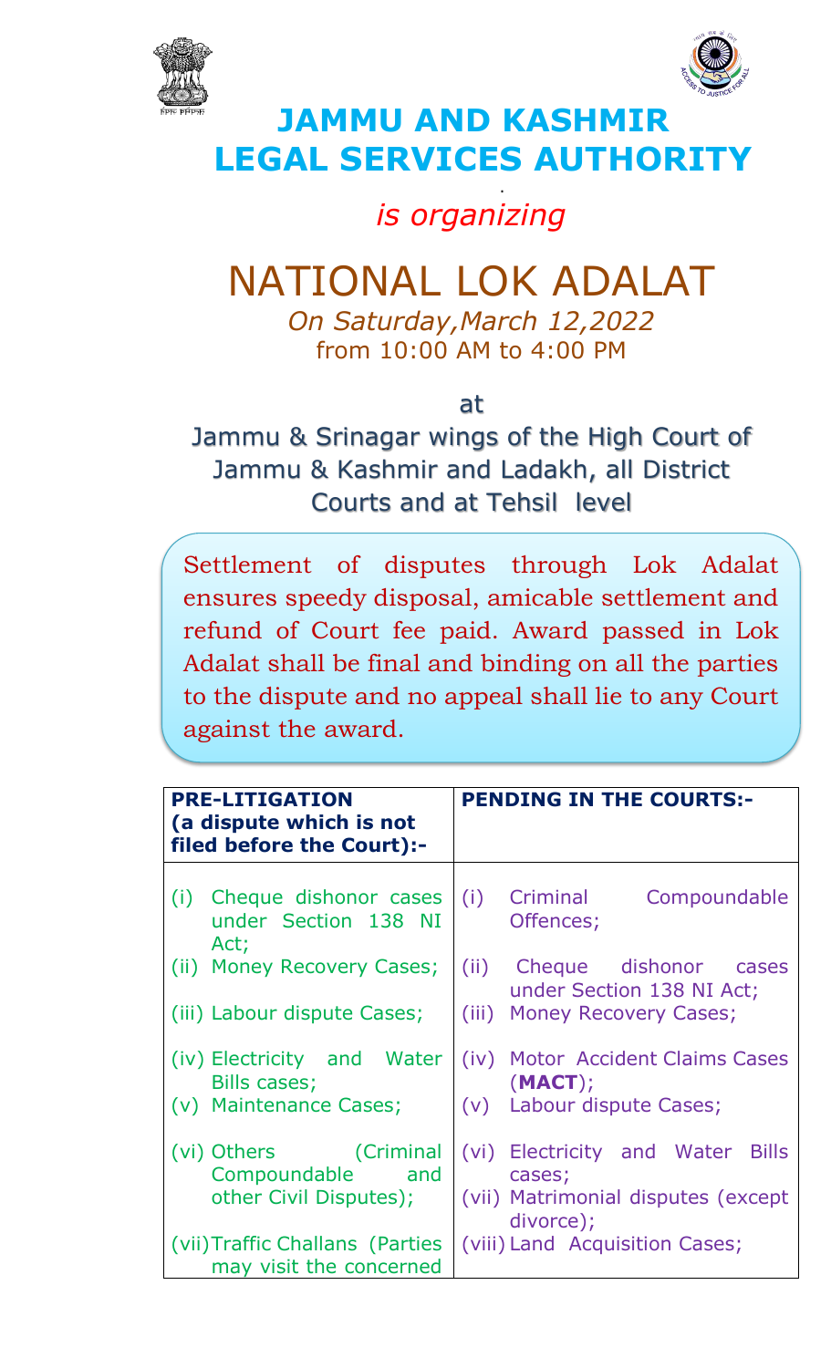# JAMMU AND KASHMIR LEGAL SERVICES AUTHORITY

*is organizing*

# NATIONAL LOK ADALAT

*On Saturday,March 12,2022*
from 10:00 AM to 4:00 PM

at

Jammu & Srinagar wings of the High Court of Jammu & Kashmir and Ladakh, all District Courts and at Tehsil level

Settlement of disputes through Lok Adalat ensures speedy disposal, amicable settlement and refund of Court fee paid. Award passed in Lok Adalat shall be final and binding on all the parties to the dispute and no appeal shall lie to any Court against the award.

| **PRE-LITIGATION (a dispute which is not filed before the Court):-** | **PENDING IN THE COURTS:-** |
|---|---|
| (i) Cheque dishonor cases under Section 138 NI Act; | (i) Criminal Compoundable Offences; |
| (ii) Money Recovery Cases; | (ii) Cheque dishonor cases under Section 138 NI Act; |
| (iii) Labour dispute Cases; | (iii) Money Recovery Cases; |
| (iv) Electricity and Water Bills cases; | (iv) Motor Accident Claims Cases (**MACT**); |
| (v) Maintenance Cases; | (v) Labour dispute Cases; |
| (vi) Others (Criminal Compoundable and other Civil Disputes); | (vi) Electricity and Water Bills cases; |
| | (vii) Matrimonial disputes (except divorce); |
| (vii) Traffic Challans (Parties may visit the concerned | (viii) Land Acquisition Cases; |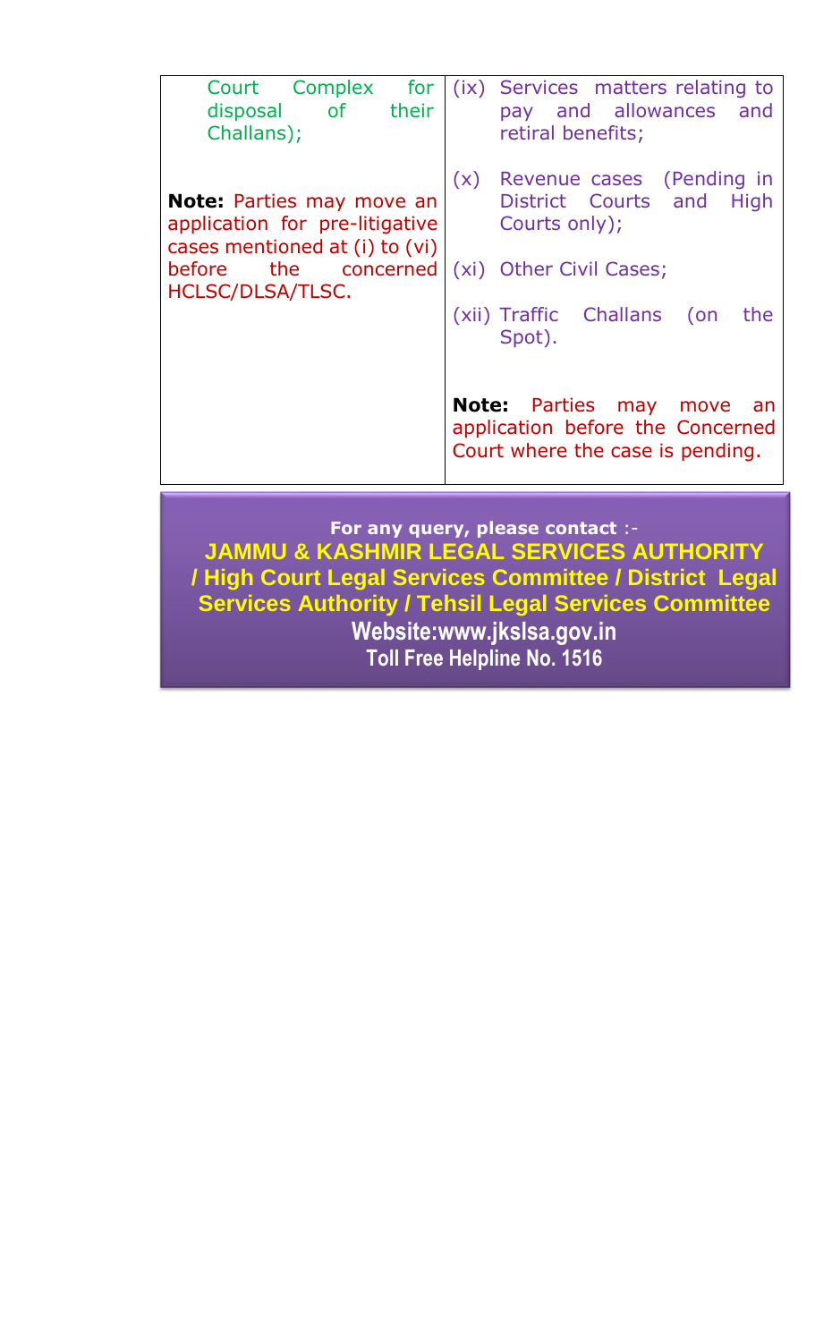| | |
|---|---|
| Court Complex for disposal of their Challans);<br><br>**Note:** Parties may move an application for pre-litigative cases mentioned at (i) to (vi) before the concerned HCLSC/DLSA/TLSC. | (ix) Services matters relating to pay and allowances and retiral benefits;<br><br>(x) Revenue cases (Pending in District Courts and High Courts only);<br><br>(xi) Other Civil Cases;<br><br>(xii) Traffic Challans (on the Spot).<br><br>**Note:** Parties may move an application before the Concerned Court where the case is pending. |

**For any query, please contact** :-

**JAMMU & KASHMIR LEGAL SERVICES AUTHORITY / High Court Legal Services Committee / District Legal Services Authority / Tehsil Legal Services Committee**

**Website:www.jkslsa.gov.in**

**Toll Free Helpline No. 1516**